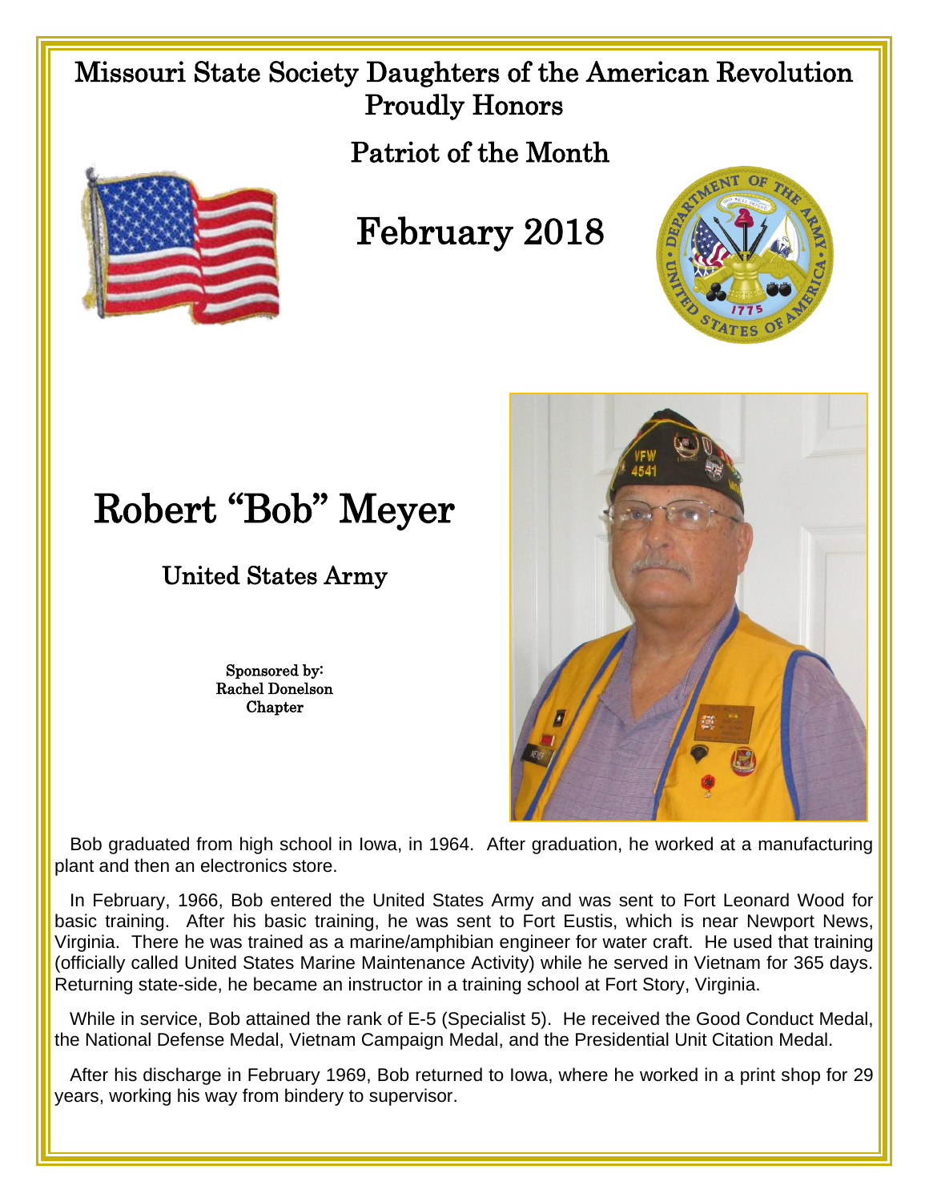# Missouri State Society Daughters of the American Revolution Proudly Honors

## Patriot of the Month

## February 2018

# Robert "Bob" Meyer

## United States Army

Sponsored by:
Rachel Donelson
Chapter

Bob graduated from high school in Iowa, in 1964. After graduation, he worked at a manufacturing plant and then an electronics store.

In February, 1966, Bob entered the United States Army and was sent to Fort Leonard Wood for basic training. After his basic training, he was sent to Fort Eustis, which is near Newport News, Virginia. There he was trained as a marine/amphibian engineer for water craft. He used that training (officially called United States Marine Maintenance Activity) while he served in Vietnam for 365 days. Returning state-side, he became an instructor in a training school at Fort Story, Virginia.

While in service, Bob attained the rank of E-5 (Specialist 5). He received the Good Conduct Medal, the National Defense Medal, Vietnam Campaign Medal, and the Presidential Unit Citation Medal.

After his discharge in February 1969, Bob returned to Iowa, where he worked in a print shop for 29 years, working his way from bindery to supervisor.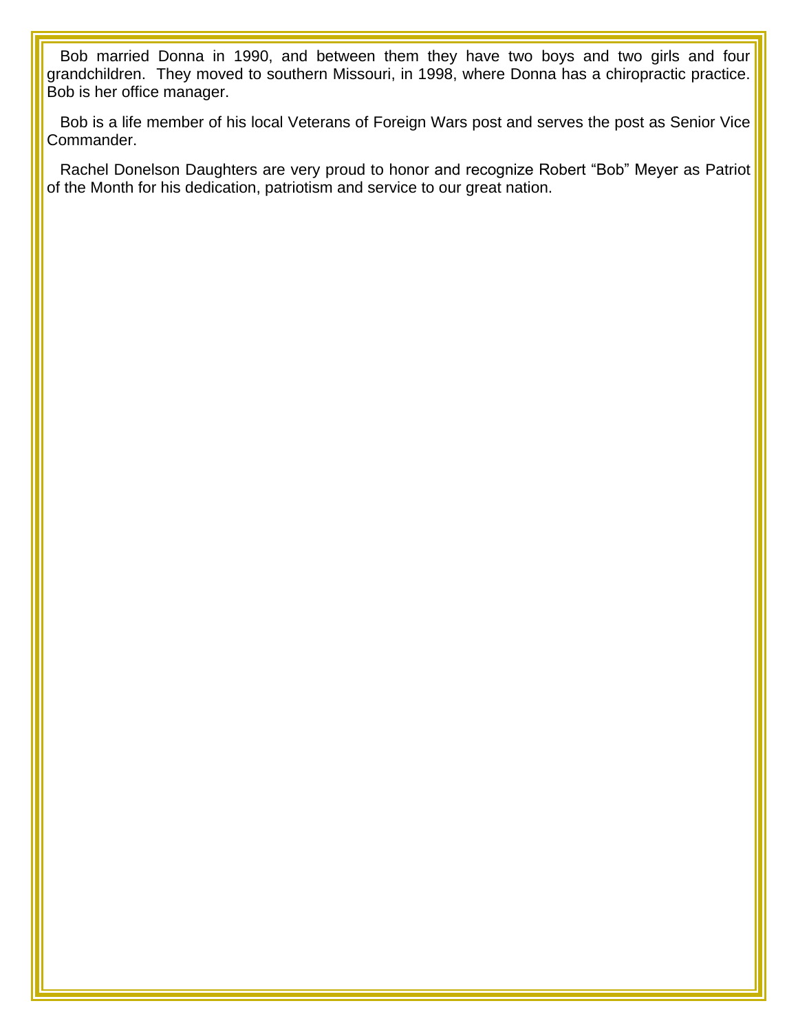Bob married Donna in 1990, and between them they have two boys and two girls and four grandchildren. They moved to southern Missouri, in 1998, where Donna has a chiropractic practice. Bob is her office manager.

Bob is a life member of his local Veterans of Foreign Wars post and serves the post as Senior Vice Commander.

Rachel Donelson Daughters are very proud to honor and recognize Robert "Bob" Meyer as Patriot of the Month for his dedication, patriotism and service to our great nation.